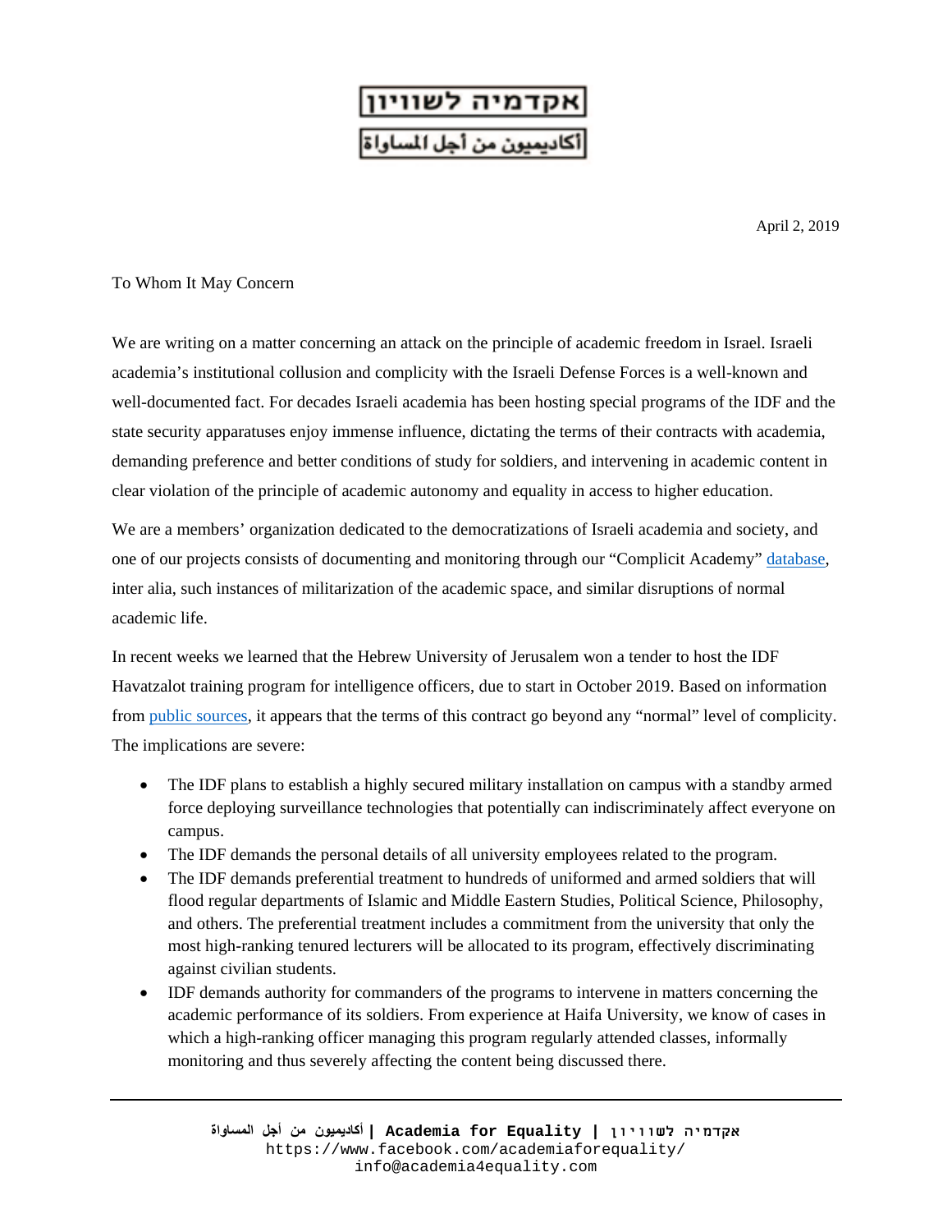אקדמיה לשוויון

أكاديميون من أجل المساواة

April 2, 2019

To Whom It May Concern

We are writing on a matter concerning an attack on the principle of academic freedom in Israel. Israeli academia's institutional collusion and complicity with the Israeli Defense Forces is a well-known and well-documented fact. For decades Israeli academia has been hosting special programs of the IDF and the state security apparatuses enjoy immense influence, dictating the terms of their contracts with academia, demanding preference and better conditions of study for soldiers, and intervening in academic content in clear violation of the principle of academic autonomy and equality in access to higher education.

We are a members' organization dedicated to the democratizations of Israeli academia and society, and one of our projects consists of documenting and monitoring through our "Complicit Academy" database, inter alia, such instances of militarization of the academic space, and similar disruptions of normal academic life.

In recent weeks we learned that the Hebrew University of Jerusalem won a tender to host the IDF Havatzalot training program for intelligence officers, due to start in October 2019. Based on information from public sources, it appears that the terms of this contract go beyond any "normal" level of complicity. The implications are severe:

- The IDF plans to establish a highly secured military installation on campus with a standby armed force deploying surveillance technologies that potentially can indiscriminately affect everyone on campus.
- The IDF demands the personal details of all university employees related to the program.
- The IDF demands preferential treatment to hundreds of uniformed and armed soldiers that will flood regular departments of Islamic and Middle Eastern Studies, Political Science, Philosophy, and others. The preferential treatment includes a commitment from the university that only the most high-ranking tenured lecturers will be allocated to its program, effectively discriminating against civilian students.
- IDF demands authority for commanders of the programs to intervene in matters concerning the academic performance of its soldiers. From experience at Haifa University, we know of cases in which a high-ranking officer managing this program regularly attended classes, informally monitoring and thus severely affecting the content being discussed there.

أكاديميون من أجل المساواة | Academia for Equality | אקדמיה לשוויון
https://www.facebook.com/academiaforequality/
info@academia4equality.com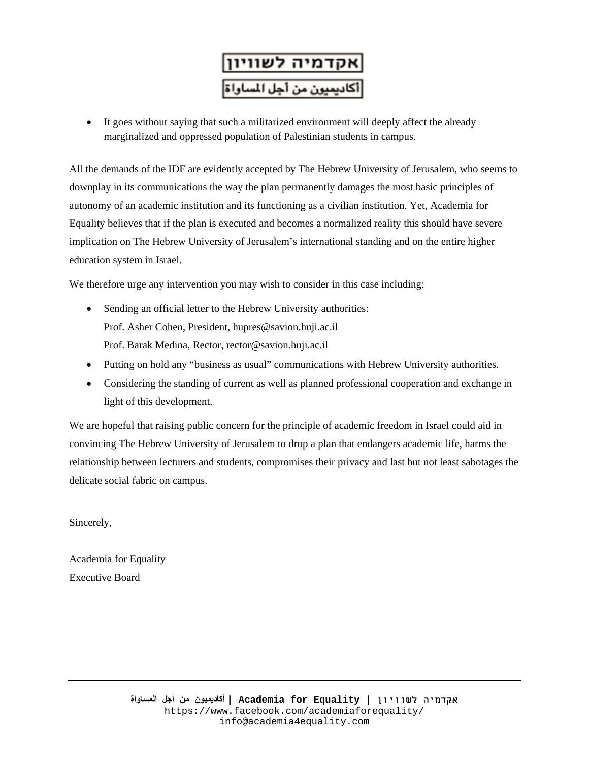- It goes without saying that such a militarized environment will deeply affect the already marginalized and oppressed population of Palestinian students in campus.

All the demands of the IDF are evidently accepted by The Hebrew University of Jerusalem, who seems to downplay in its communications the way the plan permanently damages the most basic principles of autonomy of an academic institution and its functioning as a civilian institution. Yet, Academia for Equality believes that if the plan is executed and becomes a normalized reality this should have severe implication on The Hebrew University of Jerusalem's international standing and on the entire higher education system in Israel.

We therefore urge any intervention you may wish to consider in this case including:

- Sending an official letter to the Hebrew University authorities:
  Prof. Asher Cohen, President, hupres@savion.huji.ac.il
  Prof. Barak Medina, Rector, rector@savion.huji.ac.il
- Putting on hold any "business as usual" communications with Hebrew University authorities.
- Considering the standing of current as well as planned professional cooperation and exchange in light of this development.

We are hopeful that raising public concern for the principle of academic freedom in Israel could aid in convincing The Hebrew University of Jerusalem to drop a plan that endangers academic life, harms the relationship between lecturers and students, compromises their privacy and last but not least sabotages the delicate social fabric on campus.

Sincerely,

Academia for Equality
Executive Board